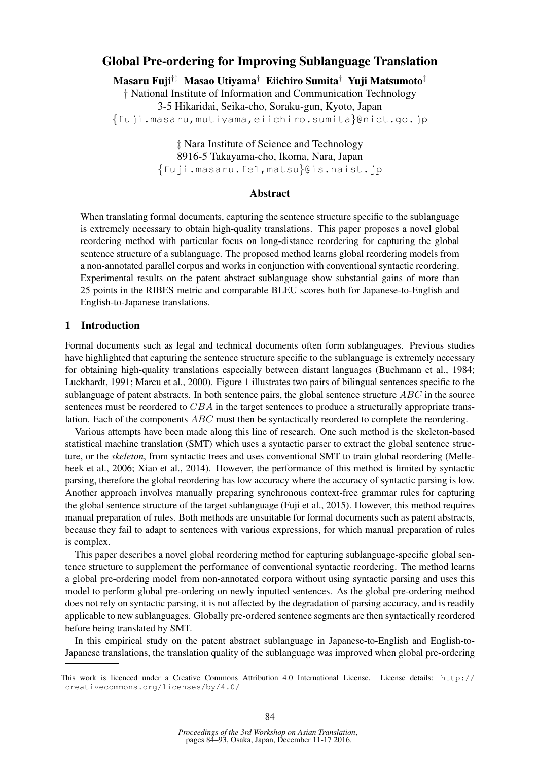# Global Pre-ordering for Improving Sublanguage Translation

**Masaru Fuji**[†‡] **Masao Utiyama**[†] **Eiichiro Sumita**[†] **Yuji Matsumoto**[‡]

† National Institute of Information and Communication Technology
3-5 Hikaridai, Seika-cho, Soraku-gun, Kyoto, Japan
{fuji.masaru,mutiyama,eiichiro.sumita}@nict.go.jp

‡ Nara Institute of Science and Technology
8916-5 Takayama-cho, Ikoma, Nara, Japan
{fuji.masaru.fe1,matsu}@is.naist.jp

## Abstract

When translating formal documents, capturing the sentence structure specific to the sublanguage is extremely necessary to obtain high-quality translations. This paper proposes a novel global reordering method with particular focus on long-distance reordering for capturing the global sentence structure of a sublanguage. The proposed method learns global reordering models from a non-annotated parallel corpus and works in conjunction with conventional syntactic reordering. Experimental results on the patent abstract sublanguage show substantial gains of more than 25 points in the RIBES metric and comparable BLEU scores both for Japanese-to-English and English-to-Japanese translations.

## 1 Introduction

Formal documents such as legal and technical documents often form sublanguages. Previous studies have highlighted that capturing the sentence structure specific to the sublanguage is extremely necessary for obtaining high-quality translations especially between distant languages (Buchmann et al., 1984; Luckhardt, 1991; Marcu et al., 2000). Figure 1 illustrates two pairs of bilingual sentences specific to the sublanguage of patent abstracts. In both sentence pairs, the global sentence structure $ABC$ in the source sentences must be reordered to $CBA$ in the target sentences to produce a structurally appropriate translation. Each of the components $ABC$ must then be syntactically reordered to complete the reordering.

Various attempts have been made along this line of research. One such method is the skeleton-based statistical machine translation (SMT) which uses a syntactic parser to extract the global sentence structure, or the *skeleton*, from syntactic trees and uses conventional SMT to train global reordering (Mellebeek et al., 2006; Xiao et al., 2014). However, the performance of this method is limited by syntactic parsing, therefore the global reordering has low accuracy where the accuracy of syntactic parsing is low. Another approach involves manually preparing synchronous context-free grammar rules for capturing the global sentence structure of the target sublanguage (Fuji et al., 2015). However, this method requires manual preparation of rules. Both methods are unsuitable for formal documents such as patent abstracts, because they fail to adapt to sentences with various expressions, for which manual preparation of rules is complex.

This paper describes a novel global reordering method for capturing sublanguage-specific global sentence structure to supplement the performance of conventional syntactic reordering. The method learns a global pre-ordering model from non-annotated corpora without using syntactic parsing and uses this model to perform global pre-ordering on newly inputted sentences. As the global pre-ordering method does not rely on syntactic parsing, it is not affected by the degradation of parsing accuracy, and is readily applicable to new sublanguages. Globally pre-ordered sentence segments are then syntactically reordered before being translated by SMT.

In this empirical study on the patent abstract sublanguage in Japanese-to-English and English-to-Japanese translations, the translation quality of the sublanguage was improved when global pre-ordering

This work is licenced under a Creative Commons Attribution 4.0 International License. License details: http://creativecommons.org/licenses/by/4.0/

*Proceedings of the 3rd Workshop on Asian Translation*, pages 84–93, Osaka, Japan, December 11-17 2016.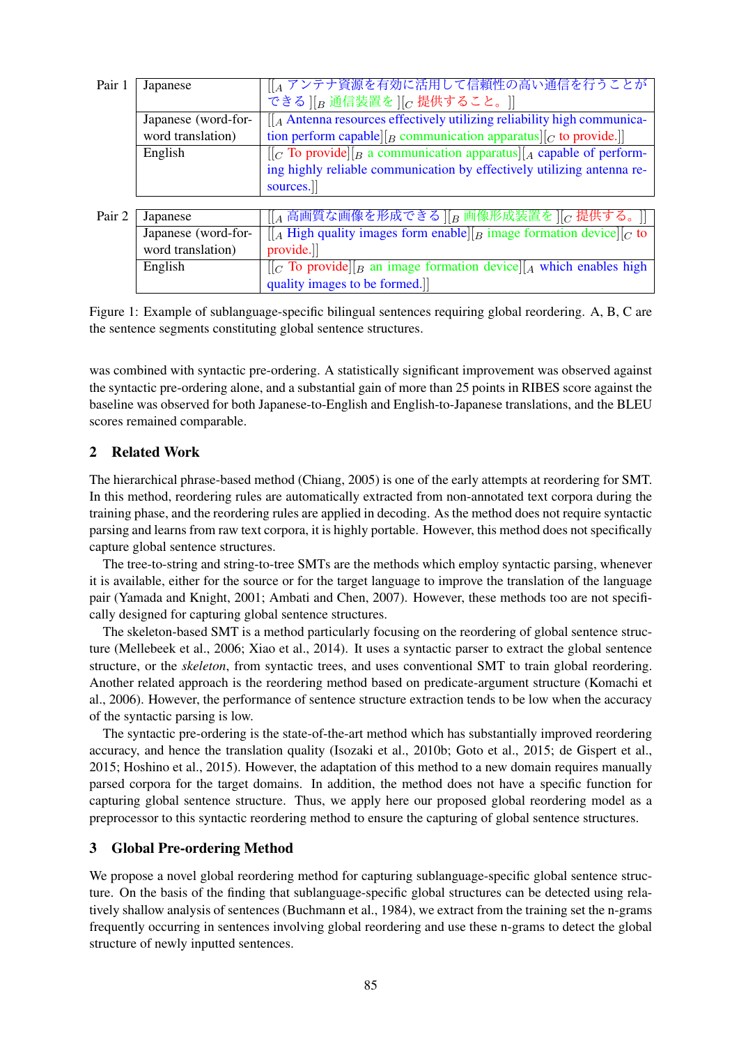| Pair | | |
|---|---|---|
| Pair 1 | Japanese | [[$_A$ アンテナ資源を有効に活用して信頼性の高い通信を行うことができる ][$_B$ 通信装置を ][$_C$ 提供すること。]] |
| | Japanese (word-for-word translation) | [[$_A$ Antenna resources effectively utilizing reliability high communication perform capable][$_B$ communication apparatus][$_C$ to provide.]] |
| | English | [[$_C$ To provide][$_B$ a communication apparatus][$_A$ capable of performing highly reliable communication by effectively utilizing antenna resources.]] |
| Pair 2 | Japanese | [[$_A$ 高画質な画像を形成できる ][$_B$ 画像形成装置を ][$_C$ 提供する。]] |
| | Japanese (word-for-word translation) | [[$_A$ High quality images form enable][$_B$ image formation device][$_C$ to provide.]] |
| | English | [[$_C$ To provide][$_B$ an image formation device][$_A$ which enables high quality images to be formed.]] |

Figure 1: Example of sublanguage-specific bilingual sentences requiring global reordering. A, B, C are the sentence segments constituting global sentence structures.

was combined with syntactic pre-ordering. A statistically significant improvement was observed against the syntactic pre-ordering alone, and a substantial gain of more than 25 points in RIBES score against the baseline was observed for both Japanese-to-English and English-to-Japanese translations, and the BLEU scores remained comparable.

## 2 Related Work

The hierarchical phrase-based method (Chiang, 2005) is one of the early attempts at reordering for SMT. In this method, reordering rules are automatically extracted from non-annotated text corpora during the training phase, and the reordering rules are applied in decoding. As the method does not require syntactic parsing and learns from raw text corpora, it is highly portable. However, this method does not specifically capture global sentence structures.

The tree-to-string and string-to-tree SMTs are the methods which employ syntactic parsing, whenever it is available, either for the source or for the target language to improve the translation of the language pair (Yamada and Knight, 2001; Ambati and Chen, 2007). However, these methods too are not specifically designed for capturing global sentence structures.

The skeleton-based SMT is a method particularly focusing on the reordering of global sentence structure (Mellebeek et al., 2006; Xiao et al., 2014). It uses a syntactic parser to extract the global sentence structure, or the *skeleton*, from syntactic trees, and uses conventional SMT to train global reordering. Another related approach is the reordering method based on predicate-argument structure (Komachi et al., 2006). However, the performance of sentence structure extraction tends to be low when the accuracy of the syntactic parsing is low.

The syntactic pre-ordering is the state-of-the-art method which has substantially improved reordering accuracy, and hence the translation quality (Isozaki et al., 2010b; Goto et al., 2015; de Gispert et al., 2015; Hoshino et al., 2015). However, the adaptation of this method to a new domain requires manually parsed corpora for the target domains. In addition, the method does not have a specific function for capturing global sentence structure. Thus, we apply here our proposed global reordering model as a preprocessor to this syntactic reordering method to ensure the capturing of global sentence structures.

## 3 Global Pre-ordering Method

We propose a novel global reordering method for capturing sublanguage-specific global sentence structure. On the basis of the finding that sublanguage-specific global structures can be detected using relatively shallow analysis of sentences (Buchmann et al., 1984), we extract from the training set the n-grams frequently occurring in sentences involving global reordering and use these n-grams to detect the global structure of newly inputted sentences.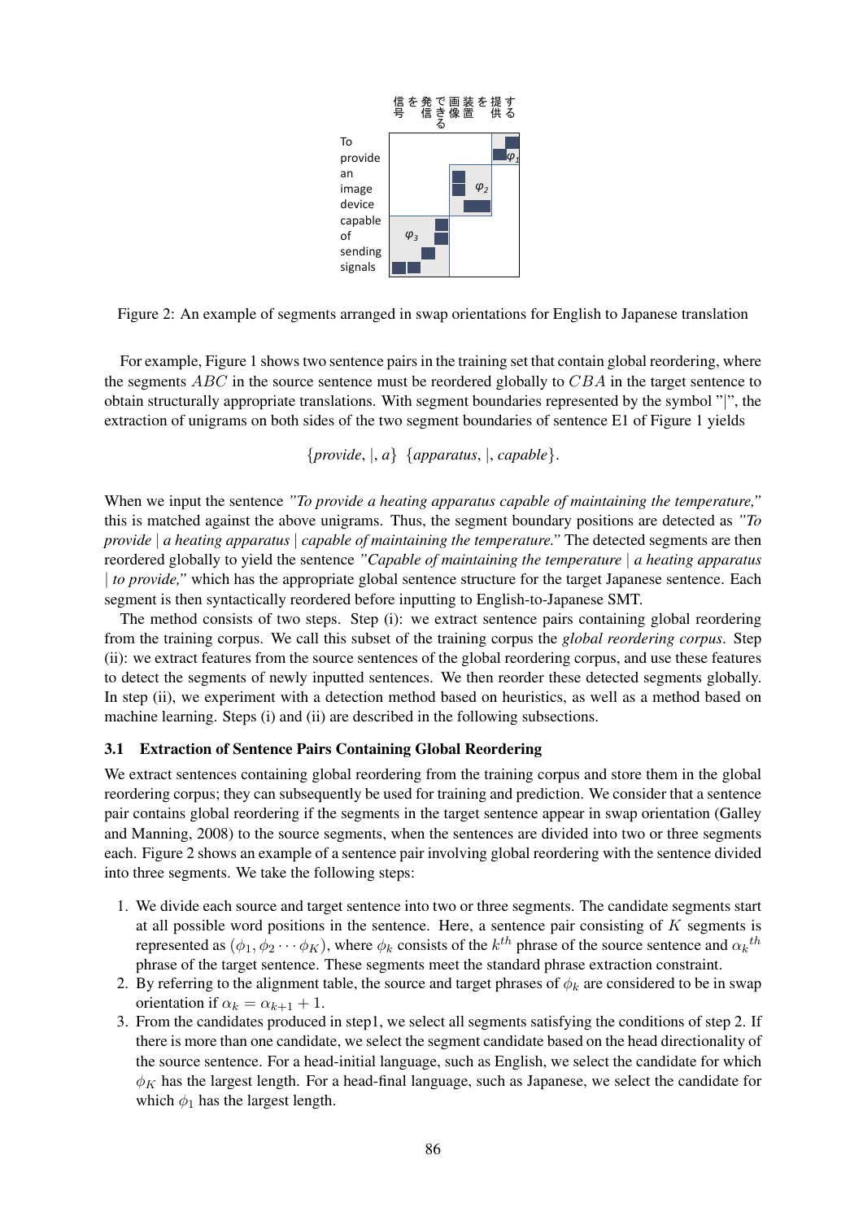Figure 2: An example of segments arranged in swap orientations for English to Japanese translation

For example, Figure 1 shows two sentence pairs in the training set that contain global reordering, where the segments $ABC$ in the source sentence must be reordered globally to $CBA$ in the target sentence to obtain structurally appropriate translations. With segment boundaries represented by the symbol "|", the extraction of unigrams on both sides of the two segment boundaries of sentence E1 of Figure 1 yields

$$\{provide, |, a\} \ \{apparatus, |, capable\}.$$

When we input the sentence *"To provide a heating apparatus capable of maintaining the temperature,"* this is matched against the above unigrams. Thus, the segment boundary positions are detected as *"To provide | a heating apparatus | capable of maintaining the temperature."* The detected segments are then reordered globally to yield the sentence *"Capable of maintaining the temperature | a heating apparatus | to provide,"* which has the appropriate global sentence structure for the target Japanese sentence. Each segment is then syntactically reordered before inputting to English-to-Japanese SMT.

The method consists of two steps. Step (i): we extract sentence pairs containing global reordering from the training corpus. We call this subset of the training corpus the *global reordering corpus*. Step (ii): we extract features from the source sentences of the global reordering corpus, and use these features to detect the segments of newly inputted sentences. We then reorder these detected segments globally. In step (ii), we experiment with a detection method based on heuristics, as well as a method based on machine learning. Steps (i) and (ii) are described in the following subsections.

### 3.1 Extraction of Sentence Pairs Containing Global Reordering

We extract sentences containing global reordering from the training corpus and store them in the global reordering corpus; they can subsequently be used for training and prediction. We consider that a sentence pair contains global reordering if the segments in the target sentence appear in swap orientation (Galley and Manning, 2008) to the source segments, when the sentences are divided into two or three segments each. Figure 2 shows an example of a sentence pair involving global reordering with the sentence divided into three segments. We take the following steps:

1. We divide each source and target sentence into two or three segments. The candidate segments start at all possible word positions in the sentence. Here, a sentence pair consisting of $K$ segments is represented as $(\phi_1, \phi_2 \cdots \phi_K)$, where $\phi_k$ consists of the $k^{th}$ phrase of the source sentence and ${\alpha_k}^{th}$ phrase of the target sentence. These segments meet the standard phrase extraction constraint.
2. By referring to the alignment table, the source and target phrases of $\phi_k$ are considered to be in swap orientation if $\alpha_k = \alpha_{k+1} + 1$.
3. From the candidates produced in step1, we select all segments satisfying the conditions of step 2. If there is more than one candidate, we select the segment candidate based on the head directionality of the source sentence. For a head-initial language, such as English, we select the candidate for which $\phi_K$ has the largest length. For a head-final language, such as Japanese, we select the candidate for which $\phi_1$ has the largest length.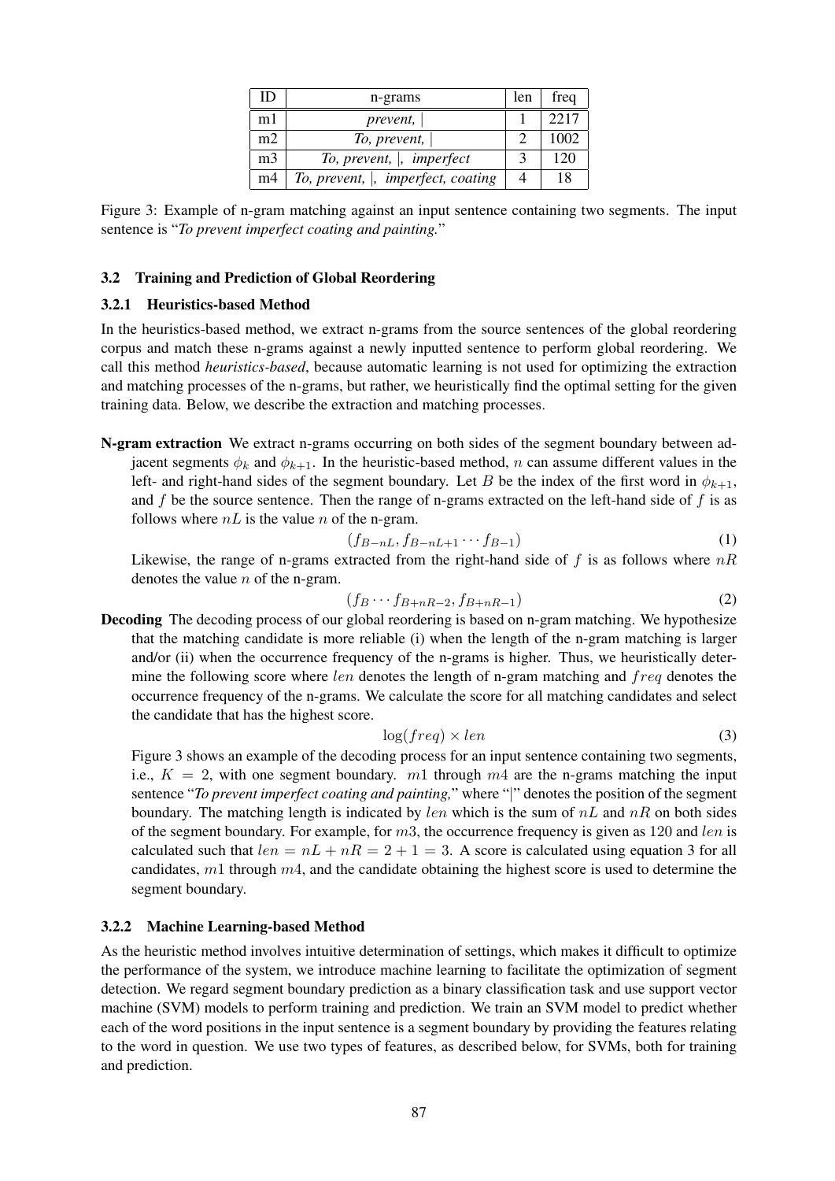| ID | n-grams | len | freq |
|---|---|---|---|
| m1 | *prevent,* \| | 1 | 2217 |
| m2 | *To, prevent,* \| | 2 | 1002 |
| m3 | *To, prevent,* \|, *imperfect* | 3 | 120 |
| m4 | *To, prevent,* \|, *imperfect, coating* | 4 | 18 |

Figure 3: Example of n-gram matching against an input sentence containing two segments. The input sentence is "*To prevent imperfect coating and painting.*"

### 3.2 Training and Prediction of Global Reordering

#### 3.2.1 Heuristics-based Method

In the heuristics-based method, we extract n-grams from the source sentences of the global reordering corpus and match these n-grams against a newly inputted sentence to perform global reordering. We call this method *heuristics-based*, because automatic learning is not used for optimizing the extraction and matching processes of the n-grams, but rather, we heuristically find the optimal setting for the given training data. Below, we describe the extraction and matching processes.

**N-gram extraction** We extract n-grams occurring on both sides of the segment boundary between adjacent segments $\phi_k$ and $\phi_{k+1}$. In the heuristic-based method, $n$ can assume different values in the left- and right-hand sides of the segment boundary. Let $B$ be the index of the first word in $\phi_{k+1}$, and $f$ be the source sentence. Then the range of n-grams extracted on the left-hand side of $f$ is as follows where $nL$ is the value $n$ of the n-gram.

$$(f_{B-nL}, f_{B-nL+1} \cdots f_{B-1}) \tag{1}$$

Likewise, the range of n-grams extracted from the right-hand side of $f$ is as follows where $nR$ denotes the value $n$ of the n-gram.

$$(f_B \cdots f_{B+nR-2}, f_{B+nR-1}) \tag{2}$$

**Decoding** The decoding process of our global reordering is based on n-gram matching. We hypothesize that the matching candidate is more reliable (i) when the length of the n-gram matching is larger and/or (ii) when the occurrence frequency of the n-grams is higher. Thus, we heuristically determine the following score where $len$ denotes the length of n-gram matching and $freq$ denotes the occurrence frequency of the n-grams. We calculate the score for all matching candidates and select the candidate that has the highest score.

$$\log(freq) \times len \tag{3}$$

Figure 3 shows an example of the decoding process for an input sentence containing two segments, i.e., $K = 2$, with one segment boundary. $m1$ through $m4$ are the n-grams matching the input sentence "*To prevent imperfect coating and painting,*" where "|" denotes the position of the segment boundary. The matching length is indicated by $len$ which is the sum of $nL$ and $nR$ on both sides of the segment boundary. For example, for $m3$, the occurrence frequency is given as 120 and $len$ is calculated such that $len = nL + nR = 2 + 1 = 3$. A score is calculated using equation 3 for all candidates, $m1$ through $m4$, and the candidate obtaining the highest score is used to determine the segment boundary.

#### 3.2.2 Machine Learning-based Method

As the heuristic method involves intuitive determination of settings, which makes it difficult to optimize the performance of the system, we introduce machine learning to facilitate the optimization of segment detection. We regard segment boundary prediction as a binary classification task and use support vector machine (SVM) models to perform training and prediction. We train an SVM model to predict whether each of the word positions in the input sentence is a segment boundary by providing the features relating to the word in question. We use two types of features, as described below, for SVMs, both for training and prediction.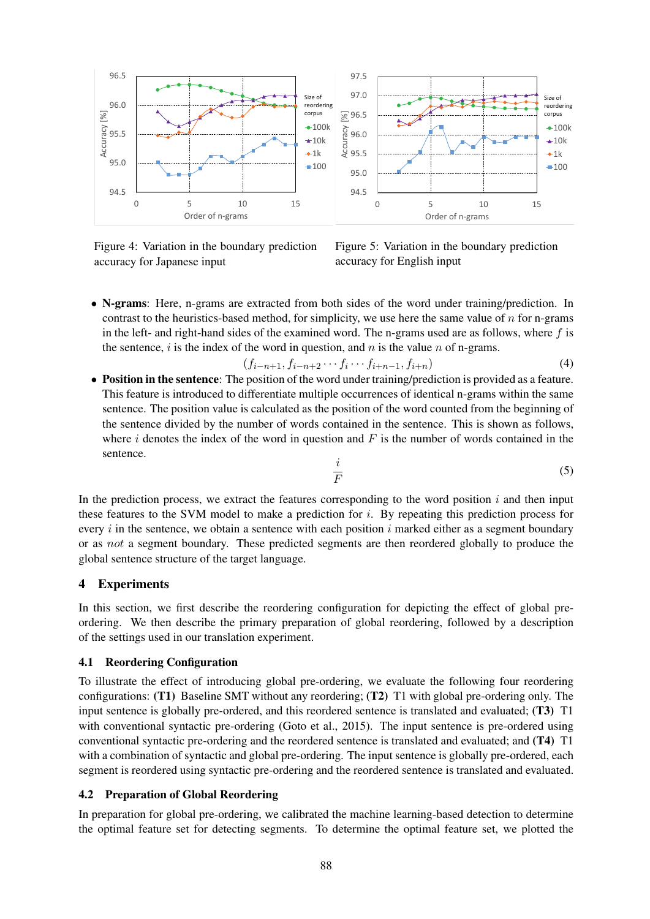Figure 4: Variation in the boundary prediction accuracy for Japanese input

Figure 5: Variation in the boundary prediction accuracy for English input

- **N-grams**: Here, n-grams are extracted from both sides of the word under training/prediction. In contrast to the heuristics-based method, for simplicity, we use here the same value of $n$ for n-grams in the left- and right-hand sides of the examined word. The n-grams used are as follows, where $f$ is the sentence, $i$ is the index of the word in question, and $n$ is the value $n$ of n-grams.

$$(f_{i-n+1}, f_{i-n+2} \cdots f_i \cdots f_{i+n-1}, f_{i+n}) \tag{4}$$

- **Position in the sentence**: The position of the word under training/prediction is provided as a feature. This feature is introduced to differentiate multiple occurrences of identical n-grams within the same sentence. The position value is calculated as the position of the word counted from the beginning of the sentence divided by the number of words contained in the sentence. This is shown as follows, where $i$ denotes the index of the word in question and $F$ is the number of words contained in the sentence.

$$\frac{i}{F} \tag{5}$$

In the prediction process, we extract the features corresponding to the word position $i$ and then input these features to the SVM model to make a prediction for $i$. By repeating this prediction process for every $i$ in the sentence, we obtain a sentence with each position $i$ marked either as a segment boundary or as *not* a segment boundary. These predicted segments are then reordered globally to produce the global sentence structure of the target language.

## 4 Experiments

In this section, we first describe the reordering configuration for depicting the effect of global pre-ordering. We then describe the primary preparation of global reordering, followed by a description of the settings used in our translation experiment.

### 4.1 Reordering Configuration

To illustrate the effect of introducing global pre-ordering, we evaluate the following four reordering configurations: **(T1)** Baseline SMT without any reordering; **(T2)** T1 with global pre-ordering only. The input sentence is globally pre-ordered, and this reordered sentence is translated and evaluated; **(T3)** T1 with conventional syntactic pre-ordering (Goto et al., 2015). The input sentence is pre-ordered using conventional syntactic pre-ordering and the reordered sentence is translated and evaluated; and **(T4)** T1 with a combination of syntactic and global pre-ordering. The input sentence is globally pre-ordered, each segment is reordered using syntactic pre-ordering and the reordered sentence is translated and evaluated.

### 4.2 Preparation of Global Reordering

In preparation for global pre-ordering, we calibrated the machine learning-based detection to determine the optimal feature set for detecting segments. To determine the optimal feature set, we plotted the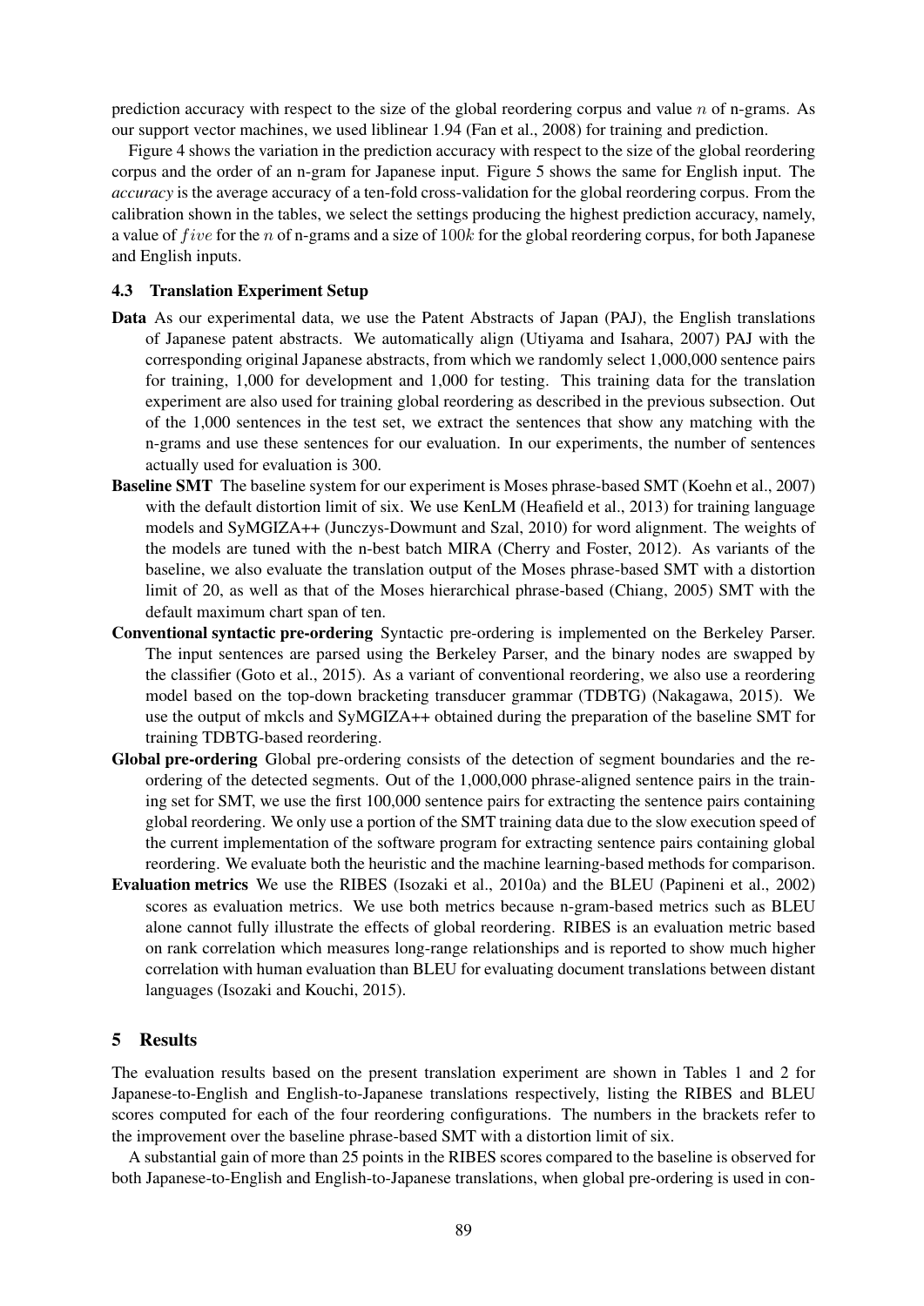prediction accuracy with respect to the size of the global reordering corpus and value $n$ of n-grams. As our support vector machines, we used liblinear 1.94 (Fan et al., 2008) for training and prediction.

Figure 4 shows the variation in the prediction accuracy with respect to the size of the global reordering corpus and the order of an n-gram for Japanese input. Figure 5 shows the same for English input. The *accuracy* is the average accuracy of a ten-fold cross-validation for the global reordering corpus. From the calibration shown in the tables, we select the settings producing the highest prediction accuracy, namely, a value of $five$ for the $n$ of n-grams and a size of $100k$ for the global reordering corpus, for both Japanese and English inputs.

### 4.3 Translation Experiment Setup

**Data** As our experimental data, we use the Patent Abstracts of Japan (PAJ), the English translations of Japanese patent abstracts. We automatically align (Utiyama and Isahara, 2007) PAJ with the corresponding original Japanese abstracts, from which we randomly select 1,000,000 sentence pairs for training, 1,000 for development and 1,000 for testing. This training data for the translation experiment are also used for training global reordering as described in the previous subsection. Out of the 1,000 sentences in the test set, we extract the sentences that show any matching with the n-grams and use these sentences for our evaluation. In our experiments, the number of sentences actually used for evaluation is 300.

**Baseline SMT** The baseline system for our experiment is Moses phrase-based SMT (Koehn et al., 2007) with the default distortion limit of six. We use KenLM (Heafield et al., 2013) for training language models and SyMGIZA++ (Junczys-Dowmunt and Szal, 2010) for word alignment. The weights of the models are tuned with the n-best batch MIRA (Cherry and Foster, 2012). As variants of the baseline, we also evaluate the translation output of the Moses phrase-based SMT with a distortion limit of 20, as well as that of the Moses hierarchical phrase-based (Chiang, 2005) SMT with the default maximum chart span of ten.

**Conventional syntactic pre-ordering** Syntactic pre-ordering is implemented on the Berkeley Parser. The input sentences are parsed using the Berkeley Parser, and the binary nodes are swapped by the classifier (Goto et al., 2015). As a variant of conventional reordering, we also use a reordering model based on the top-down bracketing transducer grammar (TDBTG) (Nakagawa, 2015). We use the output of mkcls and SyMGIZA++ obtained during the preparation of the baseline SMT for training TDBTG-based reordering.

**Global pre-ordering** Global pre-ordering consists of the detection of segment boundaries and the reordering of the detected segments. Out of the 1,000,000 phrase-aligned sentence pairs in the training set for SMT, we use the first 100,000 sentence pairs for extracting the sentence pairs containing global reordering. We only use a portion of the SMT training data due to the slow execution speed of the current implementation of the software program for extracting sentence pairs containing global reordering. We evaluate both the heuristic and the machine learning-based methods for comparison.

**Evaluation metrics** We use the RIBES (Isozaki et al., 2010a) and the BLEU (Papineni et al., 2002) scores as evaluation metrics. We use both metrics because n-gram-based metrics such as BLEU alone cannot fully illustrate the effects of global reordering. RIBES is an evaluation metric based on rank correlation which measures long-range relationships and is reported to show much higher correlation with human evaluation than BLEU for evaluating document translations between distant languages (Isozaki and Kouchi, 2015).

## 5 Results

The evaluation results based on the present translation experiment are shown in Tables 1 and 2 for Japanese-to-English and English-to-Japanese translations respectively, listing the RIBES and BLEU scores computed for each of the four reordering configurations. The numbers in the brackets refer to the improvement over the baseline phrase-based SMT with a distortion limit of six.

A substantial gain of more than 25 points in the RIBES scores compared to the baseline is observed for both Japanese-to-English and English-to-Japanese translations, when global pre-ordering is used in con-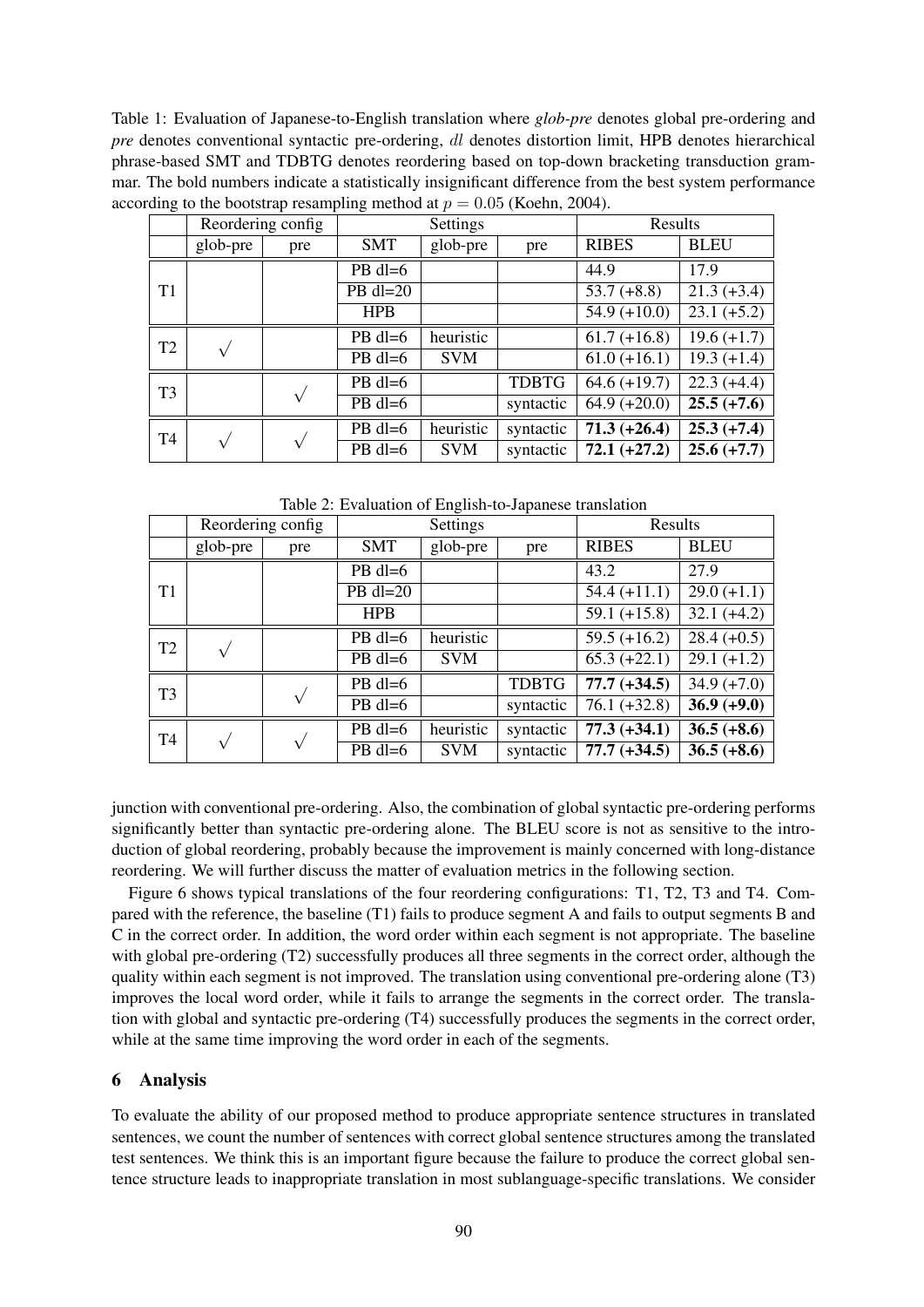Table 1: Evaluation of Japanese-to-English translation where *glob-pre* denotes global pre-ordering and *pre* denotes conventional syntactic pre-ordering, $dl$ denotes distortion limit, HPB denotes hierarchical phrase-based SMT and TDBTG denotes reordering based on top-down bracketing transduction grammar. The bold numbers indicate a statistically insignificant difference from the best system performance according to the bootstrap resampling method at $p = 0.05$ (Koehn, 2004).

| | Reordering config | | Settings | | | Results | |
|---|---|---|---|---|---|---|---|
| | glob-pre | pre | SMT | glob-pre | pre | RIBES | BLEU |
| T1 | | | PB dl=6 | | | 44.9 | 17.9 |
| | | | PB dl=20 | | | 53.7 (+8.8) | 21.3 (+3.4) |
| | | | HPB | | | 54.9 (+10.0) | 23.1 (+5.2) |
| T2 | √ | | PB dl=6 | heuristic | | 61.7 (+16.8) | 19.6 (+1.7) |
| | | | PB dl=6 | SVM | | 61.0 (+16.1) | 19.3 (+1.4) |
| T3 | | √ | PB dl=6 | | TDBTG | 64.6 (+19.7) | 22.3 (+4.4) |
| | | | PB dl=6 | | syntactic | 64.9 (+20.0) | **25.5 (+7.6)** |
| T4 | √ | √ | PB dl=6 | heuristic | syntactic | **71.3 (+26.4)** | **25.3 (+7.4)** |
| | | | PB dl=6 | SVM | syntactic | **72.1 (+27.2)** | **25.6 (+7.7)** |

Table 2: Evaluation of English-to-Japanese translation

| | Reordering config | | Settings | | | Results | |
|---|---|---|---|---|---|---|---|
| | glob-pre | pre | SMT | glob-pre | pre | RIBES | BLEU |
| T1 | | | PB dl=6 | | | 43.2 | 27.9 |
| | | | PB dl=20 | | | 54.4 (+11.1) | 29.0 (+1.1) |
| | | | HPB | | | 59.1 (+15.8) | 32.1 (+4.2) |
| T2 | √ | | PB dl=6 | heuristic | | 59.5 (+16.2) | 28.4 (+0.5) |
| | | | PB dl=6 | SVM | | 65.3 (+22.1) | 29.1 (+1.2) |
| T3 | | √ | PB dl=6 | | TDBTG | **77.7 (+34.5)** | 34.9 (+7.0) |
| | | | PB dl=6 | | syntactic | 76.1 (+32.8) | **36.9 (+9.0)** |
| T4 | √ | √ | PB dl=6 | heuristic | syntactic | **77.3 (+34.1)** | **36.5 (+8.6)** |
| | | | PB dl=6 | SVM | syntactic | **77.7 (+34.5)** | **36.5 (+8.6)** |

junction with conventional pre-ordering. Also, the combination of global syntactic pre-ordering performs significantly better than syntactic pre-ordering alone. The BLEU score is not as sensitive to the introduction of global reordering, probably because the improvement is mainly concerned with long-distance reordering. We will further discuss the matter of evaluation metrics in the following section.

Figure 6 shows typical translations of the four reordering configurations: T1, T2, T3 and T4. Compared with the reference, the baseline (T1) fails to produce segment A and fails to output segments B and C in the correct order. In addition, the word order within each segment is not appropriate. The baseline with global pre-ordering (T2) successfully produces all three segments in the correct order, although the quality within each segment is not improved. The translation using conventional pre-ordering alone (T3) improves the local word order, while it fails to arrange the segments in the correct order. The translation with global and syntactic pre-ordering (T4) successfully produces the segments in the correct order, while at the same time improving the word order in each of the segments.

## 6 Analysis

To evaluate the ability of our proposed method to produce appropriate sentence structures in translated sentences, we count the number of sentences with correct global sentence structures among the translated test sentences. We think this is an important figure because the failure to produce the correct global sentence structure leads to inappropriate translation in most sublanguage-specific translations. We consider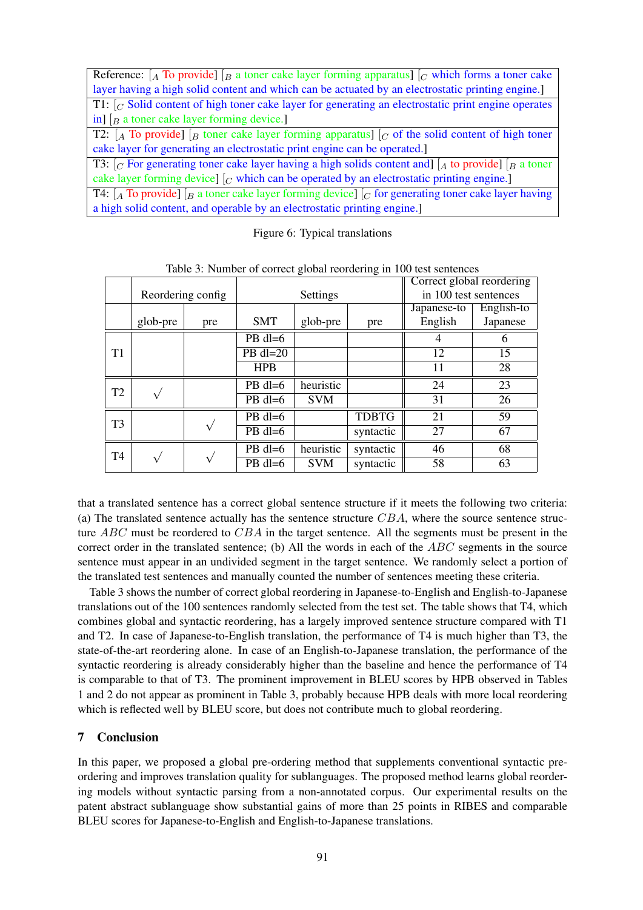| Reference: [$_A$ To provide] [$_B$ a toner cake layer forming apparatus] [$_C$ which forms a toner cake layer having a high solid content and which can be actuated by an electrostatic printing engine.] |
|---|
| T1: [$_C$ Solid content of high toner cake layer for generating an electrostatic print engine operates in] [$_B$ a toner cake layer forming device.] |
| T2: [$_A$ To provide] [$_B$ toner cake layer forming apparatus] [$_C$ of the solid content of high toner cake layer for generating an electrostatic print engine can be operated.] |
| T3: [$_C$ For generating toner cake layer having a high solids content and] [$_A$ to provide] [$_B$ a toner cake layer forming device] [$_C$ which can be operated by an electrostatic printing engine.] |
| T4: [$_A$ To provide] [$_B$ a toner cake layer forming device] [$_C$ for generating toner cake layer having a high solid content, and operable by an electrostatic printing engine.] |

Figure 6: Typical translations

Table 3: Number of correct global reordering in 100 test sentences

| | Reordering config | | Settings | | | Correct global reordering in 100 test sentences | |
|---|---|---|---|---|---|---|---|
| | glob-pre | pre | SMT | glob-pre | pre | Japanese-to English | English-to Japanese |
| T1 | | | PB dl=6 | | | 4 | 6 |
| | | | PB dl=20 | | | 12 | 15 |
| | | | HPB | | | 11 | 28 |
| T2 | √ | | PB dl=6 | heuristic | | 24 | 23 |
| | | | PB dl=6 | SVM | | 31 | 26 |
| T3 | | √ | PB dl=6 | | TDBTG | 21 | 59 |
| | | | PB dl=6 | | syntactic | 27 | 67 |
| T4 | √ | √ | PB dl=6 | heuristic | syntactic | 46 | 68 |
| | | | PB dl=6 | SVM | syntactic | 58 | 63 |

that a translated sentence has a correct global sentence structure if it meets the following two criteria: (a) The translated sentence actually has the sentence structure $CBA$, where the source sentence structure $ABC$ must be reordered to $CBA$ in the target sentence. All the segments must be present in the correct order in the translated sentence; (b) All the words in each of the $ABC$ segments in the source sentence must appear in an undivided segment in the target sentence. We randomly select a portion of the translated test sentences and manually counted the number of sentences meeting these criteria.

Table 3 shows the number of correct global reordering in Japanese-to-English and English-to-Japanese translations out of the 100 sentences randomly selected from the test set. The table shows that T4, which combines global and syntactic reordering, has a largely improved sentence structure compared with T1 and T2. In case of Japanese-to-English translation, the performance of T4 is much higher than T3, the state-of-the-art reordering alone. In case of an English-to-Japanese translation, the performance of the syntactic reordering is already considerably higher than the baseline and hence the performance of T4 is comparable to that of T3. The prominent improvement in BLEU scores by HPB observed in Tables 1 and 2 do not appear as prominent in Table 3, probably because HPB deals with more local reordering which is reflected well by BLEU score, but does not contribute much to global reordering.

## 7 Conclusion

In this paper, we proposed a global pre-ordering method that supplements conventional syntactic pre-ordering and improves translation quality for sublanguages. The proposed method learns global reordering models without syntactic parsing from a non-annotated corpus. Our experimental results on the patent abstract sublanguage show substantial gains of more than 25 points in RIBES and comparable BLEU scores for Japanese-to-English and English-to-Japanese translations.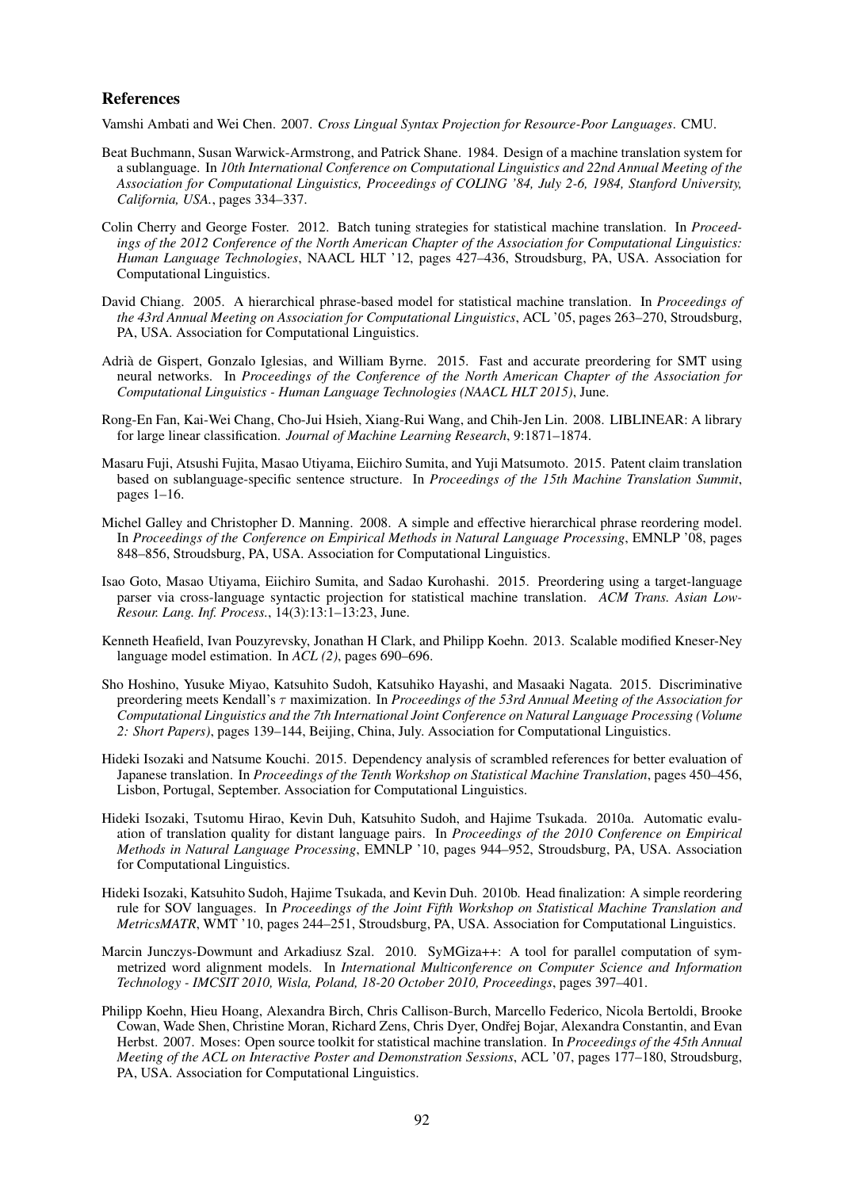## References

Vamshi Ambati and Wei Chen. 2007. *Cross Lingual Syntax Projection for Resource-Poor Languages*. CMU.

Beat Buchmann, Susan Warwick-Armstrong, and Patrick Shane. 1984. Design of a machine translation system for a sublanguage. In *10th International Conference on Computational Linguistics and 22nd Annual Meeting of the Association for Computational Linguistics, Proceedings of COLING '84, July 2-6, 1984, Stanford University, California, USA.*, pages 334–337.

Colin Cherry and George Foster. 2012. Batch tuning strategies for statistical machine translation. In *Proceedings of the 2012 Conference of the North American Chapter of the Association for Computational Linguistics: Human Language Technologies*, NAACL HLT '12, pages 427–436, Stroudsburg, PA, USA. Association for Computational Linguistics.

David Chiang. 2005. A hierarchical phrase-based model for statistical machine translation. In *Proceedings of the 43rd Annual Meeting on Association for Computational Linguistics*, ACL '05, pages 263–270, Stroudsburg, PA, USA. Association for Computational Linguistics.

Adrià de Gispert, Gonzalo Iglesias, and William Byrne. 2015. Fast and accurate preordering for SMT using neural networks. In *Proceedings of the Conference of the North American Chapter of the Association for Computational Linguistics - Human Language Technologies (NAACL HLT 2015)*, June.

Rong-En Fan, Kai-Wei Chang, Cho-Jui Hsieh, Xiang-Rui Wang, and Chih-Jen Lin. 2008. LIBLINEAR: A library for large linear classification. *Journal of Machine Learning Research*, 9:1871–1874.

Masaru Fuji, Atsushi Fujita, Masao Utiyama, Eiichiro Sumita, and Yuji Matsumoto. 2015. Patent claim translation based on sublanguage-specific sentence structure. In *Proceedings of the 15th Machine Translation Summit*, pages 1–16.

Michel Galley and Christopher D. Manning. 2008. A simple and effective hierarchical phrase reordering model. In *Proceedings of the Conference on Empirical Methods in Natural Language Processing*, EMNLP '08, pages 848–856, Stroudsburg, PA, USA. Association for Computational Linguistics.

Isao Goto, Masao Utiyama, Eiichiro Sumita, and Sadao Kurohashi. 2015. Preordering using a target-language parser via cross-language syntactic projection for statistical machine translation. *ACM Trans. Asian Low-Resour. Lang. Inf. Process.*, 14(3):13:1–13:23, June.

Kenneth Heafield, Ivan Pouzyrevsky, Jonathan H Clark, and Philipp Koehn. 2013. Scalable modified Kneser-Ney language model estimation. In *ACL (2)*, pages 690–696.

Sho Hoshino, Yusuke Miyao, Katsuhito Sudoh, Katsuhiko Hayashi, and Masaaki Nagata. 2015. Discriminative preordering meets Kendall's $\tau$ maximization. In *Proceedings of the 53rd Annual Meeting of the Association for Computational Linguistics and the 7th International Joint Conference on Natural Language Processing (Volume 2: Short Papers)*, pages 139–144, Beijing, China, July. Association for Computational Linguistics.

Hideki Isozaki and Natsume Kouchi. 2015. Dependency analysis of scrambled references for better evaluation of Japanese translation. In *Proceedings of the Tenth Workshop on Statistical Machine Translation*, pages 450–456, Lisbon, Portugal, September. Association for Computational Linguistics.

Hideki Isozaki, Tsutomu Hirao, Kevin Duh, Katsuhito Sudoh, and Hajime Tsukada. 2010a. Automatic evaluation of translation quality for distant language pairs. In *Proceedings of the 2010 Conference on Empirical Methods in Natural Language Processing*, EMNLP '10, pages 944–952, Stroudsburg, PA, USA. Association for Computational Linguistics.

Hideki Isozaki, Katsuhito Sudoh, Hajime Tsukada, and Kevin Duh. 2010b. Head finalization: A simple reordering rule for SOV languages. In *Proceedings of the Joint Fifth Workshop on Statistical Machine Translation and MetricsMATR*, WMT '10, pages 244–251, Stroudsburg, PA, USA. Association for Computational Linguistics.

Marcin Junczys-Dowmunt and Arkadiusz Szal. 2010. SyMGiza++: A tool for parallel computation of symmetrized word alignment models. In *International Multiconference on Computer Science and Information Technology - IMCSIT 2010, Wisla, Poland, 18-20 October 2010, Proceedings*, pages 397–401.

Philipp Koehn, Hieu Hoang, Alexandra Birch, Chris Callison-Burch, Marcello Federico, Nicola Bertoldi, Brooke Cowan, Wade Shen, Christine Moran, Richard Zens, Chris Dyer, Ondřej Bojar, Alexandra Constantin, and Evan Herbst. 2007. Moses: Open source toolkit for statistical machine translation. In *Proceedings of the 45th Annual Meeting of the ACL on Interactive Poster and Demonstration Sessions*, ACL '07, pages 177–180, Stroudsburg, PA, USA. Association for Computational Linguistics.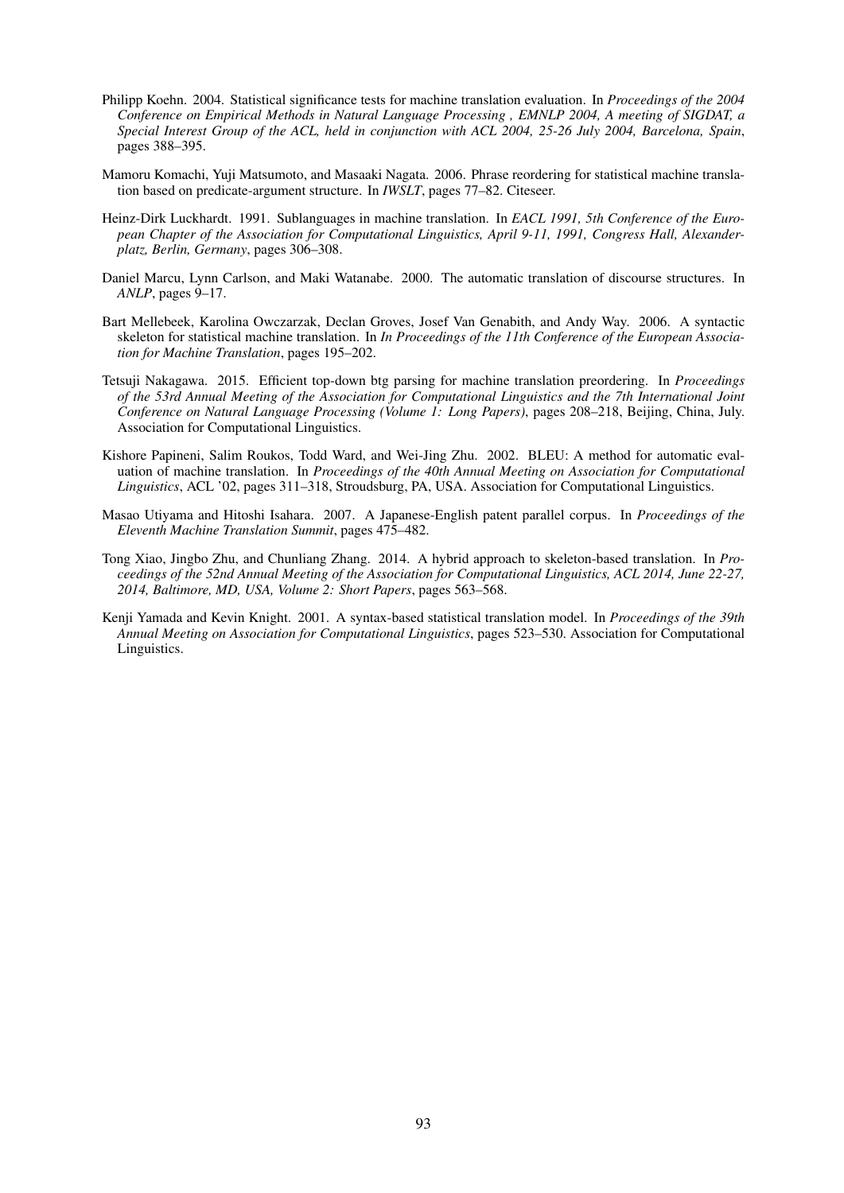Philipp Koehn. 2004. Statistical significance tests for machine translation evaluation. In *Proceedings of the 2004 Conference on Empirical Methods in Natural Language Processing , EMNLP 2004, A meeting of SIGDAT, a Special Interest Group of the ACL, held in conjunction with ACL 2004, 25-26 July 2004, Barcelona, Spain*, pages 388–395.

Mamoru Komachi, Yuji Matsumoto, and Masaaki Nagata. 2006. Phrase reordering for statistical machine translation based on predicate-argument structure. In *IWSLT*, pages 77–82. Citeseer.

Heinz-Dirk Luckhardt. 1991. Sublanguages in machine translation. In *EACL 1991, 5th Conference of the European Chapter of the Association for Computational Linguistics, April 9-11, 1991, Congress Hall, Alexanderplatz, Berlin, Germany*, pages 306–308.

Daniel Marcu, Lynn Carlson, and Maki Watanabe. 2000. The automatic translation of discourse structures. In *ANLP*, pages 9–17.

Bart Mellebeek, Karolina Owczarzak, Declan Groves, Josef Van Genabith, and Andy Way. 2006. A syntactic skeleton for statistical machine translation. In *In Proceedings of the 11th Conference of the European Association for Machine Translation*, pages 195–202.

Tetsuji Nakagawa. 2015. Efficient top-down btg parsing for machine translation preordering. In *Proceedings of the 53rd Annual Meeting of the Association for Computational Linguistics and the 7th International Joint Conference on Natural Language Processing (Volume 1: Long Papers)*, pages 208–218, Beijing, China, July. Association for Computational Linguistics.

Kishore Papineni, Salim Roukos, Todd Ward, and Wei-Jing Zhu. 2002. BLEU: A method for automatic evaluation of machine translation. In *Proceedings of the 40th Annual Meeting on Association for Computational Linguistics*, ACL '02, pages 311–318, Stroudsburg, PA, USA. Association for Computational Linguistics.

Masao Utiyama and Hitoshi Isahara. 2007. A Japanese-English patent parallel corpus. In *Proceedings of the Eleventh Machine Translation Summit*, pages 475–482.

Tong Xiao, Jingbo Zhu, and Chunliang Zhang. 2014. A hybrid approach to skeleton-based translation. In *Proceedings of the 52nd Annual Meeting of the Association for Computational Linguistics, ACL 2014, June 22-27, 2014, Baltimore, MD, USA, Volume 2: Short Papers*, pages 563–568.

Kenji Yamada and Kevin Knight. 2001. A syntax-based statistical translation model. In *Proceedings of the 39th Annual Meeting on Association for Computational Linguistics*, pages 523–530. Association for Computational Linguistics.